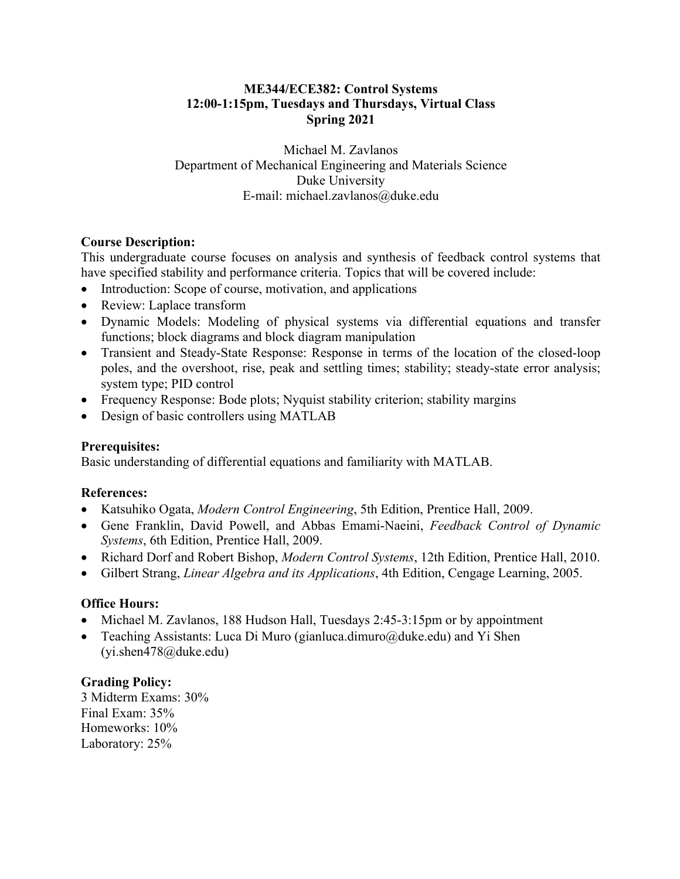# ME344/ECE382: Control Systems
## 12:00-1:15pm, Tuesdays and Thursdays, Virtual Class
## Spring 2021

Michael M. Zavlanos
Department of Mechanical Engineering and Materials Science
Duke University
E-mail: michael.zavlanos@duke.edu

### Course Description:

This undergraduate course focuses on analysis and synthesis of feedback control systems that have specified stability and performance criteria. Topics that will be covered include:

- Introduction: Scope of course, motivation, and applications
- Review: Laplace transform
- Dynamic Models: Modeling of physical systems via differential equations and transfer functions; block diagrams and block diagram manipulation
- Transient and Steady-State Response: Response in terms of the location of the closed-loop poles, and the overshoot, rise, peak and settling times; stability; steady-state error analysis; system type; PID control
- Frequency Response: Bode plots; Nyquist stability criterion; stability margins
- Design of basic controllers using MATLAB

### Prerequisites:

Basic understanding of differential equations and familiarity with MATLAB.

### References:

- Katsuhiko Ogata, *Modern Control Engineering*, 5th Edition, Prentice Hall, 2009.
- Gene Franklin, David Powell, and Abbas Emami-Naeini, *Feedback Control of Dynamic Systems*, 6th Edition, Prentice Hall, 2009.
- Richard Dorf and Robert Bishop, *Modern Control Systems*, 12th Edition, Prentice Hall, 2010.
- Gilbert Strang, *Linear Algebra and its Applications*, 4th Edition, Cengage Learning, 2005.

### Office Hours:

- Michael M. Zavlanos, 188 Hudson Hall, Tuesdays 2:45-3:15pm or by appointment
- Teaching Assistants: Luca Di Muro (gianluca.dimuro@duke.edu) and Yi Shen (yi.shen478@duke.edu)

### Grading Policy:

3 Midterm Exams: 30%
Final Exam: 35%
Homeworks: 10%
Laboratory: 25%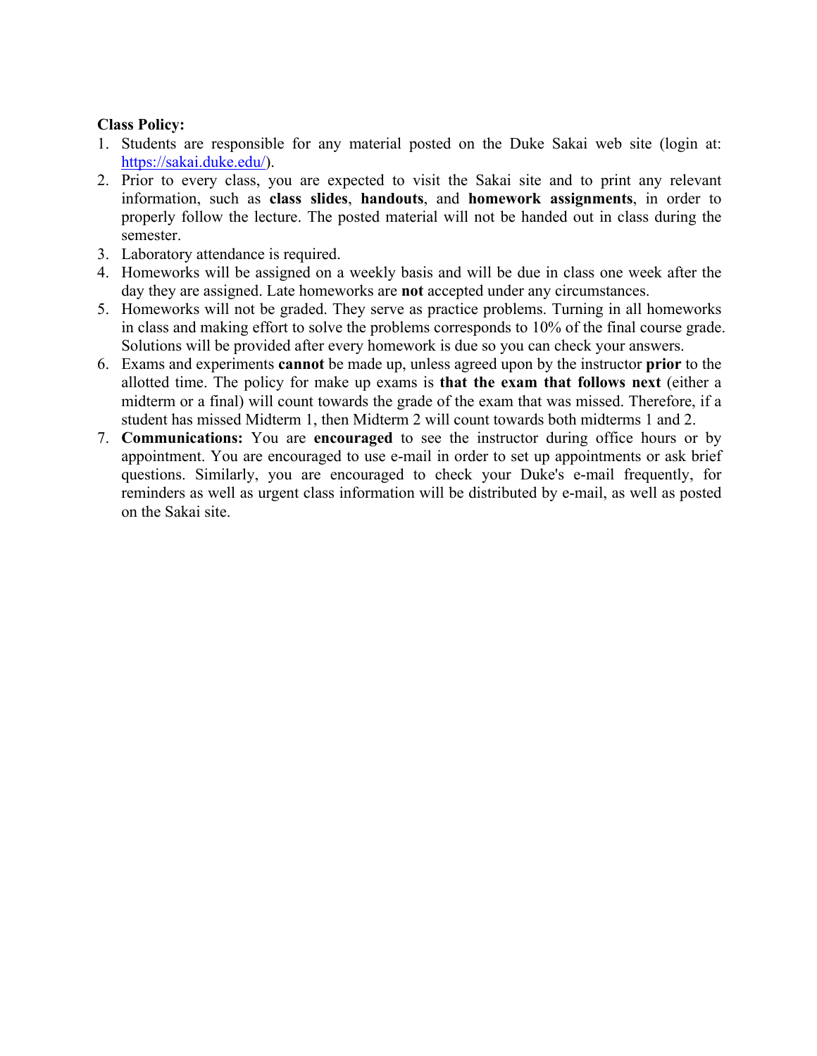**Class Policy:**

1. Students are responsible for any material posted on the Duke Sakai web site (login at: https://sakai.duke.edu/).
2. Prior to every class, you are expected to visit the Sakai site and to print any relevant information, such as **class slides**, **handouts**, and **homework assignments**, in order to properly follow the lecture. The posted material will not be handed out in class during the semester.
3. Laboratory attendance is required.
4. Homeworks will be assigned on a weekly basis and will be due in class one week after the day they are assigned. Late homeworks are **not** accepted under any circumstances.
5. Homeworks will not be graded. They serve as practice problems. Turning in all homeworks in class and making effort to solve the problems corresponds to 10% of the final course grade. Solutions will be provided after every homework is due so you can check your answers.
6. Exams and experiments **cannot** be made up, unless agreed upon by the instructor **prior** to the allotted time. The policy for make up exams is **that the exam that follows next** (either a midterm or a final) will count towards the grade of the exam that was missed. Therefore, if a student has missed Midterm 1, then Midterm 2 will count towards both midterms 1 and 2.
7. **Communications:** You are **encouraged** to see the instructor during office hours or by appointment. You are encouraged to use e-mail in order to set up appointments or ask brief questions. Similarly, you are encouraged to check your Duke's e-mail frequently, for reminders as well as urgent class information will be distributed by e-mail, as well as posted on the Sakai site.